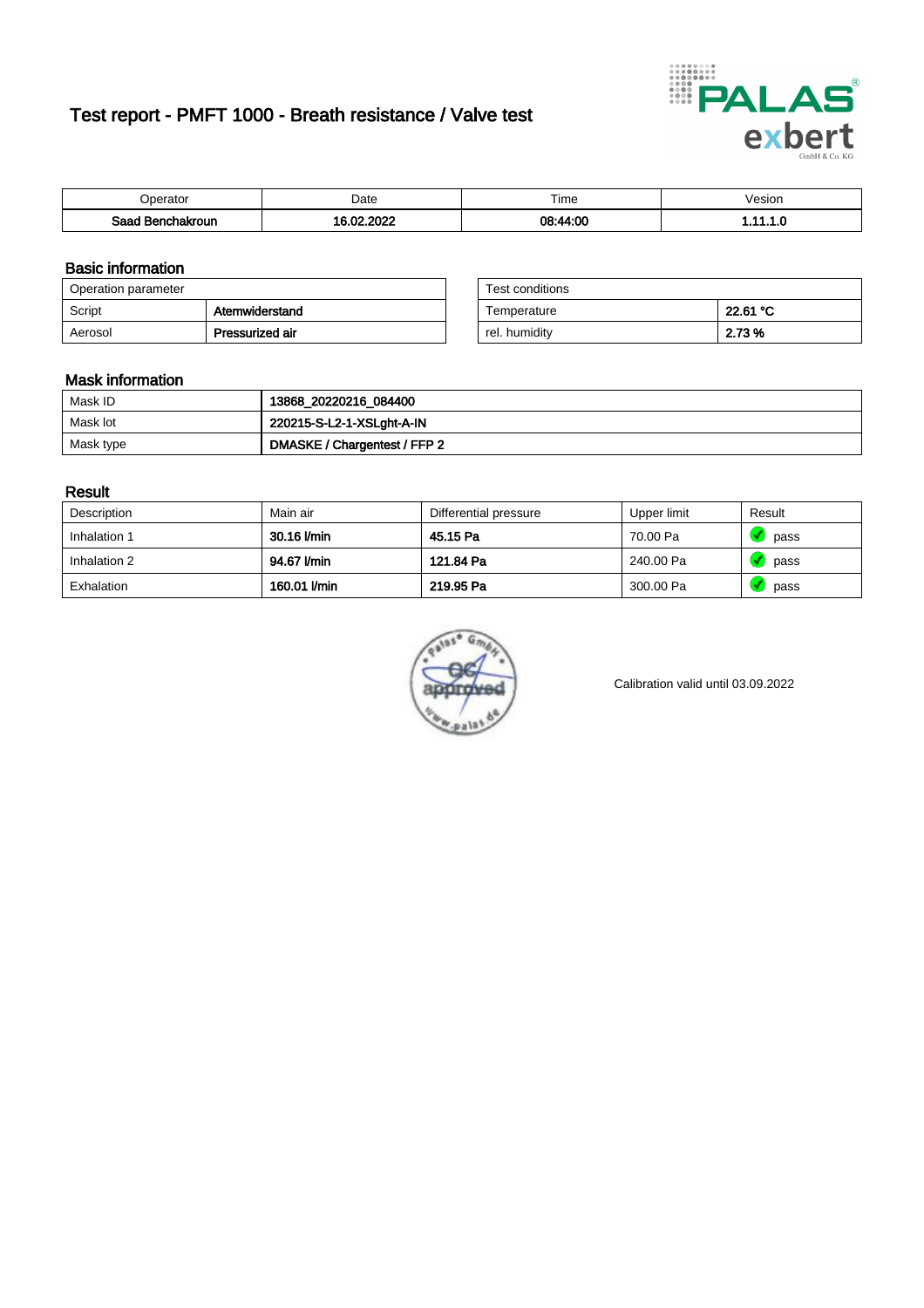# Test report - PMFT 1000 - Breath resistance / Valve test

| Operator | Date | Time | Vesion |
|---|---|---|---|
| **Saad Benchakroun** | **16.02.2022** | **08:44:00** | **1.11.1.0** |

## Basic information

| Operation parameter | |
|---|---|
| Script | **Atemwiderstand** |
| Aerosol | **Pressurized air** |

| Test conditions | |
|---|---|
| Temperature | **22.61 °C** |
| rel. humidity | **2.73 %** |

## Mask information

| | |
|---|---|
| Mask ID | **13868_20220216_084400** |
| Mask lot | **220215-S-L2-1-XSLght-A-IN** |
| Mask type | **DMASKE / Chargentest / FFP 2** |

## Result

| Description | Main air | Differential pressure | Upper limit | Result |
|---|---|---|---|---|
| Inhalation 1 | **30.16 l/min** | **45.15 Pa** | 70.00 Pa | pass |
| Inhalation 2 | **94.67 l/min** | **121.84 Pa** | 240.00 Pa | pass |
| Exhalation | **160.01 l/min** | **219.95 Pa** | 300.00 Pa | pass |

Calibration valid until 03.09.2022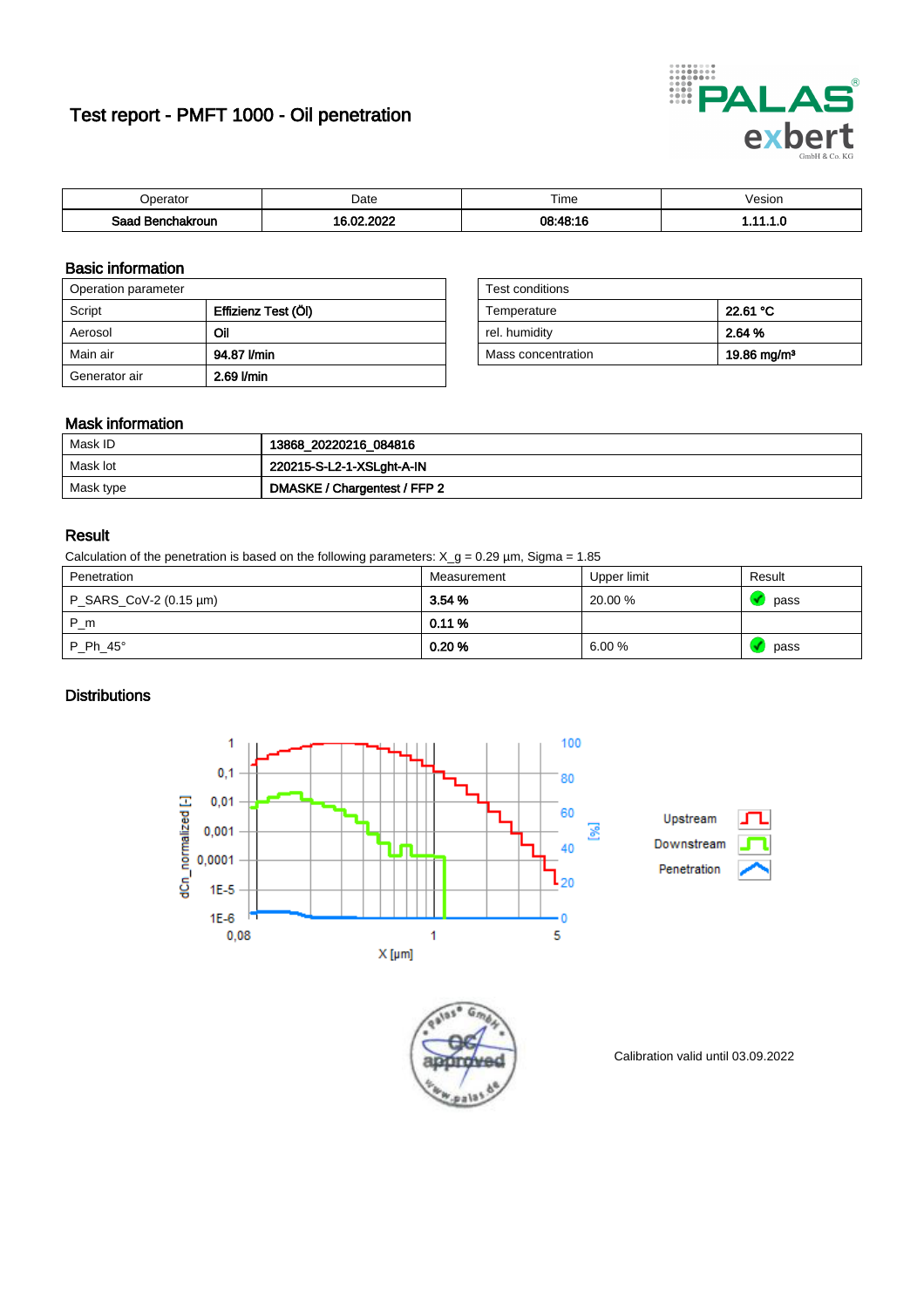# Test report - PMFT 1000 - Oil penetration

| Operator | Date | Time | Vesion |
|---|---|---|---|
| **Saad Benchakroun** | **16.02.2022** | **08:48:16** | **1.11.1.0** |

## Basic information

| Operation parameter | |
|---|---|
| Script | **Effizienz Test (Öl)** |
| Aerosol | **Oil** |
| Main air | **94.87 l/min** |
| Generator air | **2.69 l/min** |

| Test conditions | |
|---|---|
| Temperature | **22.61 °C** |
| rel. humidity | **2.64 %** |
| Mass concentration | **19.86 mg/m³** |

## Mask information

| | |
|---|---|
| Mask ID | **13868_20220216_084816** |
| Mask lot | **220215-S-L2-1-XSLght-A-IN** |
| Mask type | **DMASKE / Chargentest / FFP 2** |

## Result

Calculation of the penetration is based on the following parameters: $X_g$ = 0.29 µm, Sigma = 1.85

| Penetration | Measurement | Upper limit | Result |
|---|---|---|---|
| P_SARS_CoV-2 (0.15 µm) | **3.54 %** | 20.00 % | pass |
| P_m | **0.11 %** | | |
| P_Ph_45° | **0.20 %** | 6.00 % | pass |

## Distributions

1
0,1
0,01
0,001
0,0001
1E-5
1E-6
dCn_normalized [-]
0,08
1
5
X [µm]
100
80
60
40
20
0
[%]

Upstream
Downstream
Penetration

Calibration valid until 03.09.2022